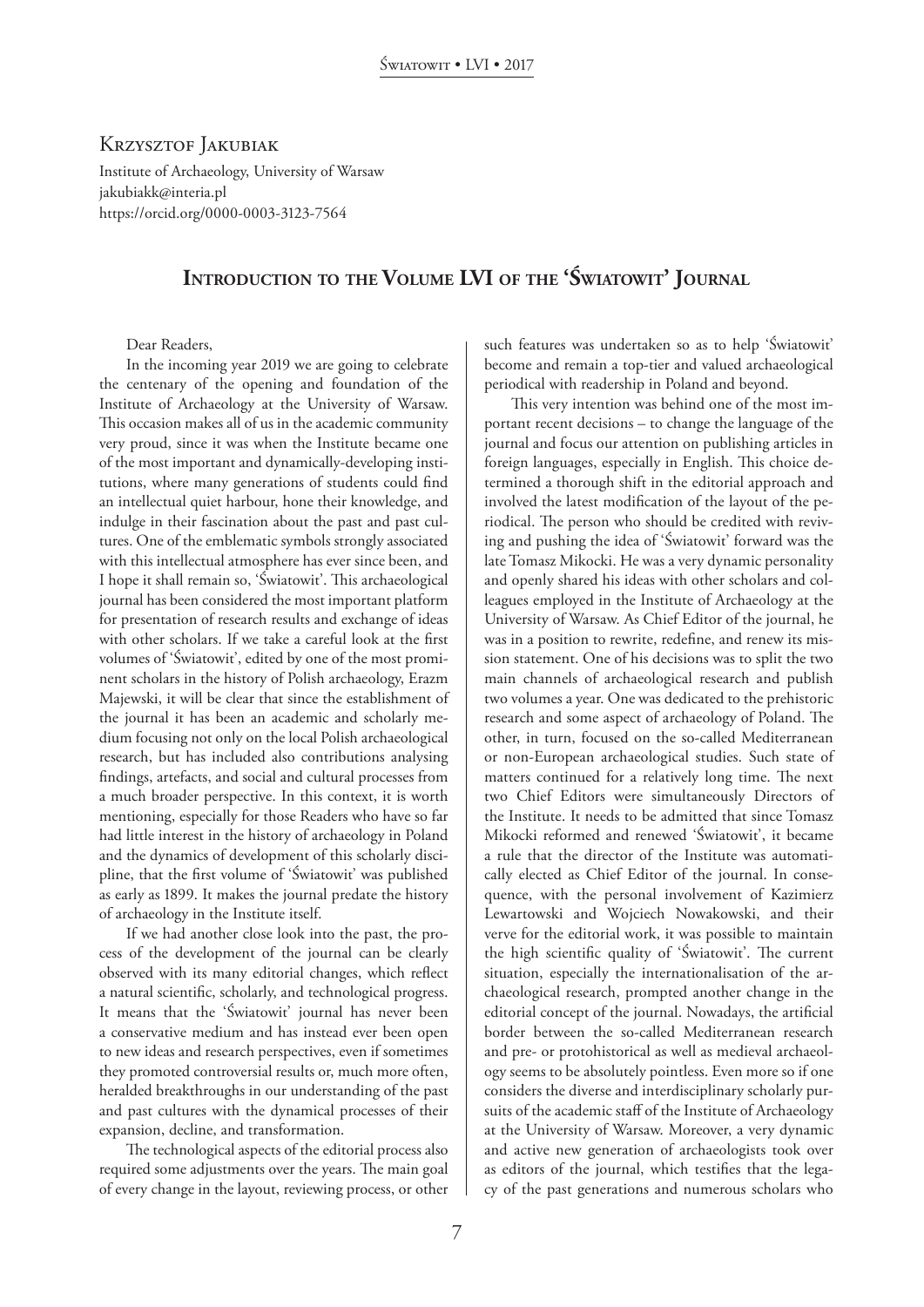Krzysztof Jakubiak

Institute of Archaeology, University of Warsaw
jakubiakk@interia.pl
https://orcid.org/0000-0003-3123-7564

# Introduction to the Volume LVI of the 'Światowit' Journal

Dear Readers,

In the incoming year 2019 we are going to celebrate the centenary of the opening and foundation of the Institute of Archaeology at the University of Warsaw. This occasion makes all of us in the academic community very proud, since it was when the Institute became one of the most important and dynamically-developing institutions, where many generations of students could find an intellectual quiet harbour, hone their knowledge, and indulge in their fascination about the past and past cultures. One of the emblematic symbols strongly associated with this intellectual atmosphere has ever since been, and I hope it shall remain so, 'Światowit'. This archaeological journal has been considered the most important platform for presentation of research results and exchange of ideas with other scholars. If we take a careful look at the first volumes of 'Światowit', edited by one of the most prominent scholars in the history of Polish archaeology, Erazm Majewski, it will be clear that since the establishment of the journal it has been an academic and scholarly medium focusing not only on the local Polish archaeological research, but has included also contributions analysing findings, artefacts, and social and cultural processes from a much broader perspective. In this context, it is worth mentioning, especially for those Readers who have so far had little interest in the history of archaeology in Poland and the dynamics of development of this scholarly discipline, that the first volume of 'Światowit' was published as early as 1899. It makes the journal predate the history of archaeology in the Institute itself.

If we had another close look into the past, the process of the development of the journal can be clearly observed with its many editorial changes, which reflect a natural scientific, scholarly, and technological progress. It means that the 'Światowit' journal has never been a conservative medium and has instead ever been open to new ideas and research perspectives, even if sometimes they promoted controversial results or, much more often, heralded breakthroughs in our understanding of the past and past cultures with the dynamical processes of their expansion, decline, and transformation.

The technological aspects of the editorial process also required some adjustments over the years. The main goal of every change in the layout, reviewing process, or other such features was undertaken so as to help 'Światowit' become and remain a top-tier and valued archaeological periodical with readership in Poland and beyond.

This very intention was behind one of the most important recent decisions – to change the language of the journal and focus our attention on publishing articles in foreign languages, especially in English. This choice determined a thorough shift in the editorial approach and involved the latest modification of the layout of the periodical. The person who should be credited with reviving and pushing the idea of 'Światowit' forward was the late Tomasz Mikocki. He was a very dynamic personality and openly shared his ideas with other scholars and colleagues employed in the Institute of Archaeology at the University of Warsaw. As Chief Editor of the journal, he was in a position to rewrite, redefine, and renew its mission statement. One of his decisions was to split the two main channels of archaeological research and publish two volumes a year. One was dedicated to the prehistoric research and some aspect of archaeology of Poland. The other, in turn, focused on the so-called Mediterranean or non-European archaeological studies. Such state of matters continued for a relatively long time. The next two Chief Editors were simultaneously Directors of the Institute. It needs to be admitted that since Tomasz Mikocki reformed and renewed 'Światowit', it became a rule that the director of the Institute was automatically elected as Chief Editor of the journal. In consequence, with the personal involvement of Kazimierz Lewartowski and Wojciech Nowakowski, and their verve for the editorial work, it was possible to maintain the high scientific quality of 'Światowit'. The current situation, especially the internationalisation of the archaeological research, prompted another change in the editorial concept of the journal. Nowadays, the artificial border between the so-called Mediterranean research and pre- or protohistorical as well as medieval archaeology seems to be absolutely pointless. Even more so if one considers the diverse and interdisciplinary scholarly pursuits of the academic staff of the Institute of Archaeology at the University of Warsaw. Moreover, a very dynamic and active new generation of archaeologists took over as editors of the journal, which testifies that the legacy of the past generations and numerous scholars who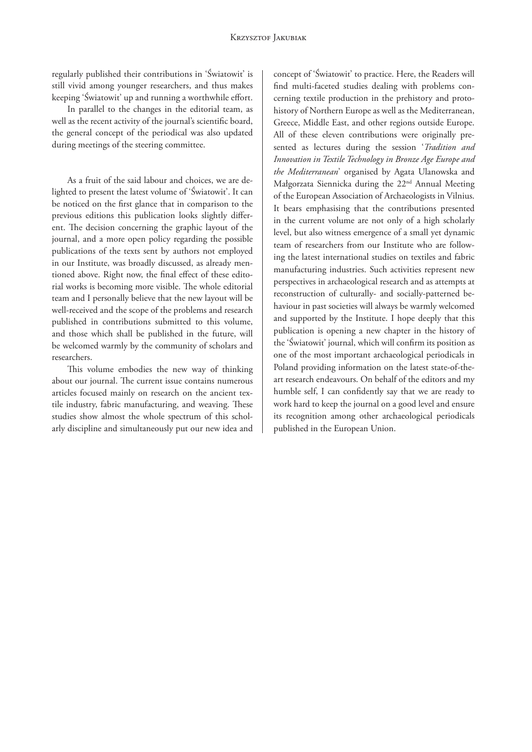regularly published their contributions in 'Światowit' is still vivid among younger researchers, and thus makes keeping 'Światowit' up and running a worthwhile effort.

In parallel to the changes in the editorial team, as well as the recent activity of the journal's scientific board, the general concept of the periodical was also updated during meetings of the steering committee.

As a fruit of the said labour and choices, we are delighted to present the latest volume of 'Światowit'. It can be noticed on the first glance that in comparison to the previous editions this publication looks slightly different. The decision concerning the graphic layout of the journal, and a more open policy regarding the possible publications of the texts sent by authors not employed in our Institute, was broadly discussed, as already mentioned above. Right now, the final effect of these editorial works is becoming more visible. The whole editorial team and I personally believe that the new layout will be well-received and the scope of the problems and research published in contributions submitted to this volume, and those which shall be published in the future, will be welcomed warmly by the community of scholars and researchers.

This volume embodies the new way of thinking about our journal. The current issue contains numerous articles focused mainly on research on the ancient textile industry, fabric manufacturing, and weaving. These studies show almost the whole spectrum of this scholarly discipline and simultaneously put our new idea and concept of 'Światowit' to practice. Here, the Readers will find multi-faceted studies dealing with problems concerning textile production in the prehistory and protohistory of Northern Europe as well as the Mediterranean, Greece, Middle East, and other regions outside Europe. All of these eleven contributions were originally presented as lectures during the session '*Tradition and Innovation in Textile Technology in Bronze Age Europe and the Mediterranean*' organised by Agata Ulanowska and Małgorzata Siennicka during the 22nd Annual Meeting of the European Association of Archaeologists in Vilnius. It bears emphasising that the contributions presented in the current volume are not only of a high scholarly level, but also witness emergence of a small yet dynamic team of researchers from our Institute who are following the latest international studies on textiles and fabric manufacturing industries. Such activities represent new perspectives in archaeological research and as attempts at reconstruction of culturally- and socially-patterned behaviour in past societies will always be warmly welcomed and supported by the Institute. I hope deeply that this publication is opening a new chapter in the history of the 'Światowit' journal, which will confirm its position as one of the most important archaeological periodicals in Poland providing information on the latest state-of-the-art research endeavours. On behalf of the editors and my humble self, I can confidently say that we are ready to work hard to keep the journal on a good level and ensure its recognition among other archaeological periodicals published in the European Union.